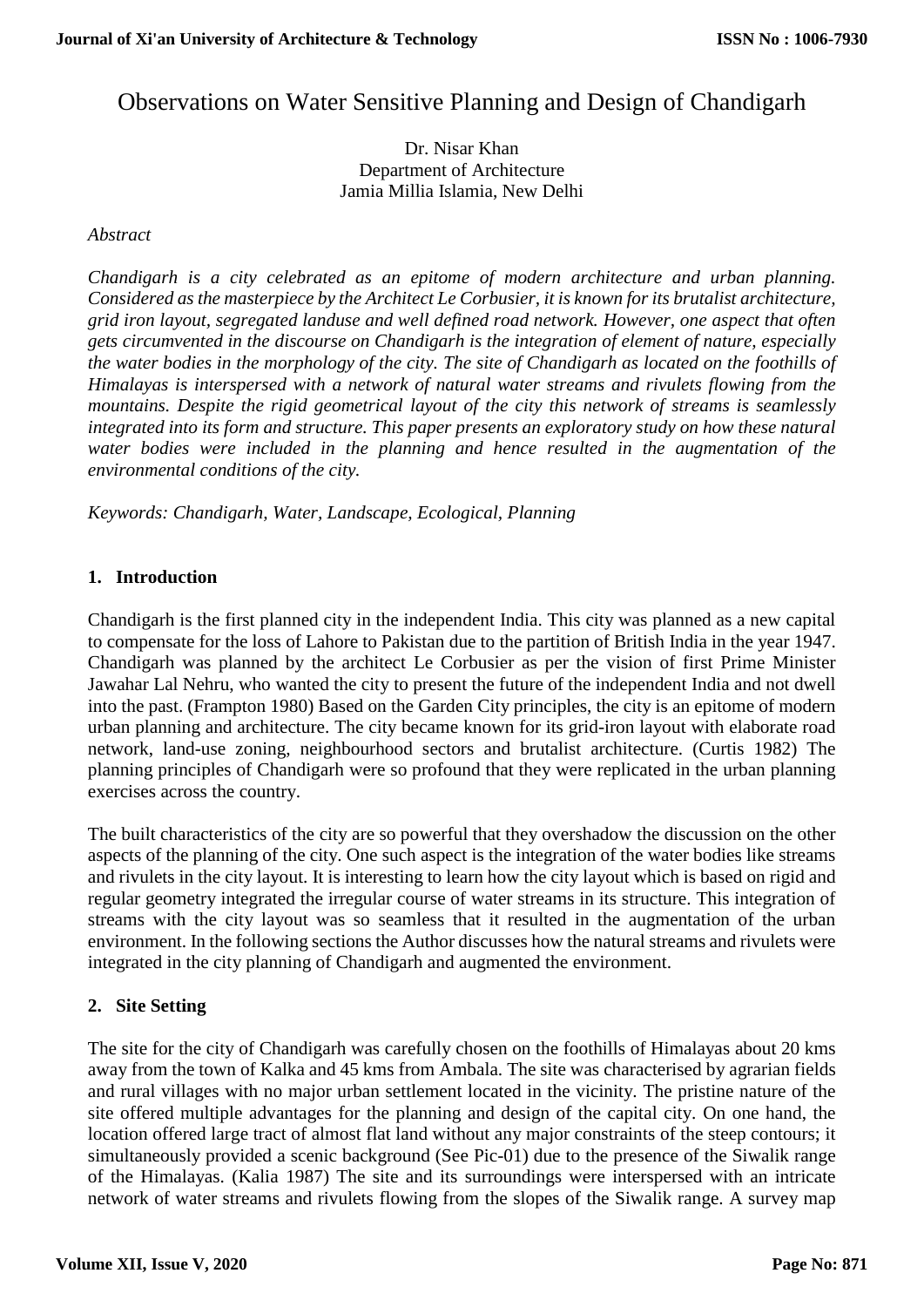# Observations on Water Sensitive Planning and Design of Chandigarh

Dr. Nisar Khan
Department of Architecture
Jamia Millia Islamia, New Delhi

*Abstract*

*Chandigarh is a city celebrated as an epitome of modern architecture and urban planning. Considered as the masterpiece by the Architect Le Corbusier, it is known for its brutalist architecture, grid iron layout, segregated landuse and well defined road network. However, one aspect that often gets circumvented in the discourse on Chandigarh is the integration of element of nature, especially the water bodies in the morphology of the city. The site of Chandigarh as located on the foothills of Himalayas is interspersed with a network of natural water streams and rivulets flowing from the mountains. Despite the rigid geometrical layout of the city this network of streams is seamlessly integrated into its form and structure. This paper presents an exploratory study on how these natural water bodies were included in the planning and hence resulted in the augmentation of the environmental conditions of the city.*

*Keywords: Chandigarh, Water, Landscape, Ecological, Planning*

## 1. Introduction

Chandigarh is the first planned city in the independent India. This city was planned as a new capital to compensate for the loss of Lahore to Pakistan due to the partition of British India in the year 1947. Chandigarh was planned by the architect Le Corbusier as per the vision of first Prime Minister Jawahar Lal Nehru, who wanted the city to present the future of the independent India and not dwell into the past. (Frampton 1980) Based on the Garden City principles, the city is an epitome of modern urban planning and architecture. The city became known for its grid-iron layout with elaborate road network, land-use zoning, neighbourhood sectors and brutalist architecture. (Curtis 1982) The planning principles of Chandigarh were so profound that they were replicated in the urban planning exercises across the country.

The built characteristics of the city are so powerful that they overshadow the discussion on the other aspects of the planning of the city. One such aspect is the integration of the water bodies like streams and rivulets in the city layout. It is interesting to learn how the city layout which is based on rigid and regular geometry integrated the irregular course of water streams in its structure. This integration of streams with the city layout was so seamless that it resulted in the augmentation of the urban environment. In the following sections the Author discusses how the natural streams and rivulets were integrated in the city planning of Chandigarh and augmented the environment.

## 2. Site Setting

The site for the city of Chandigarh was carefully chosen on the foothills of Himalayas about 20 kms away from the town of Kalka and 45 kms from Ambala. The site was characterised by agrarian fields and rural villages with no major urban settlement located in the vicinity. The pristine nature of the site offered multiple advantages for the planning and design of the capital city. On one hand, the location offered large tract of almost flat land without any major constraints of the steep contours; it simultaneously provided a scenic background (See Pic-01) due to the presence of the Siwalik range of the Himalayas. (Kalia 1987) The site and its surroundings were interspersed with an intricate network of water streams and rivulets flowing from the slopes of the Siwalik range. A survey map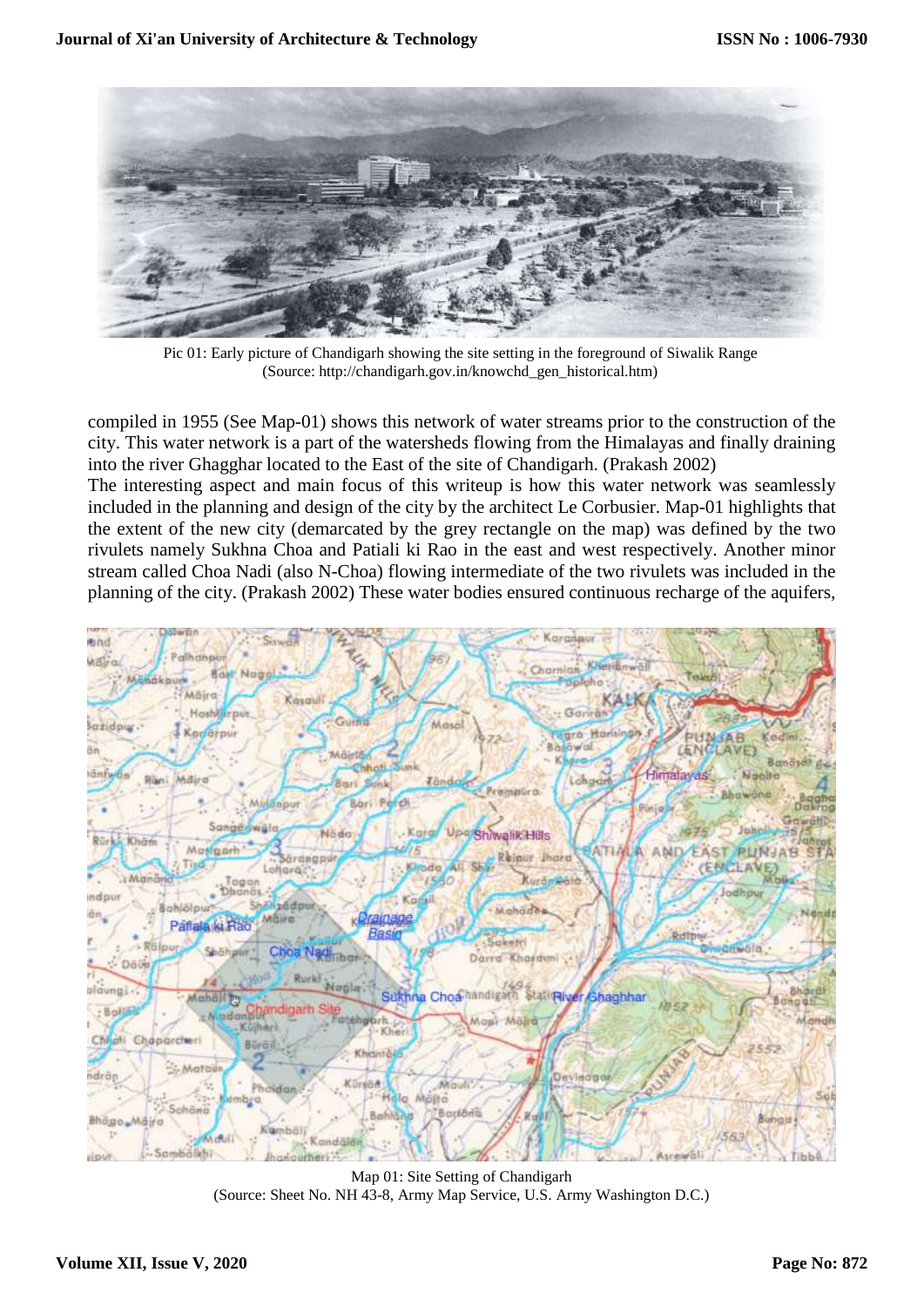Pic 01: Early picture of Chandigarh showing the site setting in the foreground of Siwalik Range
(Source: http://chandigarh.gov.in/knowchd_gen_historical.htm)

compiled in 1955 (See Map-01) shows this network of water streams prior to the construction of the city. This water network is a part of the watersheds flowing from the Himalayas and finally draining into the river Ghagghar located to the East of the site of Chandigarh. (Prakash 2002)

The interesting aspect and main focus of this writeup is how this water network was seamlessly included in the planning and design of the city by the architect Le Corbusier. Map-01 highlights that the extent of the new city (demarcated by the grey rectangle on the map) was defined by the two rivulets namely Sukhna Choa and Patiali ki Rao in the east and west respectively. Another minor stream called Choa Nadi (also N-Choa) flowing intermediate of the two rivulets was included in the planning of the city. (Prakash 2002) These water bodies ensured continuous recharge of the aquifers,

Map 01: Site Setting of Chandigarh
(Source: Sheet No. NH 43-8, Army Map Service, U.S. Army Washington D.C.)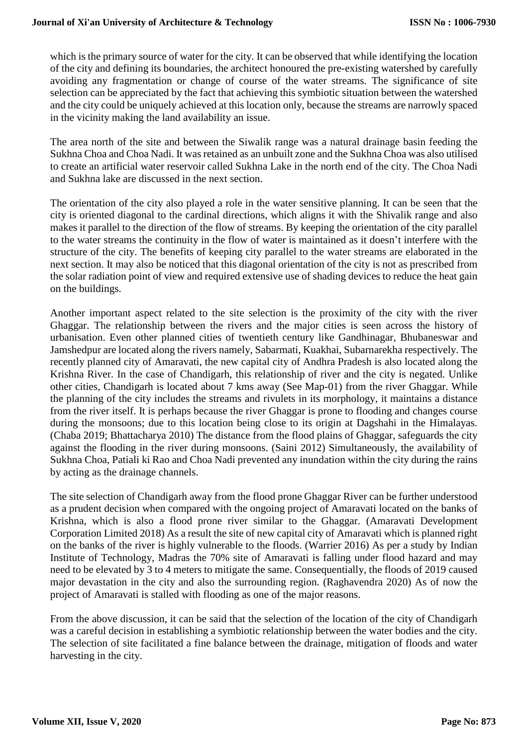which is the primary source of water for the city. It can be observed that while identifying the location of the city and defining its boundaries, the architect honoured the pre-existing watershed by carefully avoiding any fragmentation or change of course of the water streams. The significance of site selection can be appreciated by the fact that achieving this symbiotic situation between the watershed and the city could be uniquely achieved at this location only, because the streams are narrowly spaced in the vicinity making the land availability an issue.

The area north of the site and between the Siwalik range was a natural drainage basin feeding the Sukhna Choa and Choa Nadi. It was retained as an unbuilt zone and the Sukhna Choa was also utilised to create an artificial water reservoir called Sukhna Lake in the north end of the city. The Choa Nadi and Sukhna lake are discussed in the next section.

The orientation of the city also played a role in the water sensitive planning. It can be seen that the city is oriented diagonal to the cardinal directions, which aligns it with the Shivalik range and also makes it parallel to the direction of the flow of streams. By keeping the orientation of the city parallel to the water streams the continuity in the flow of water is maintained as it doesn't interfere with the structure of the city. The benefits of keeping city parallel to the water streams are elaborated in the next section. It may also be noticed that this diagonal orientation of the city is not as prescribed from the solar radiation point of view and required extensive use of shading devices to reduce the heat gain on the buildings.

Another important aspect related to the site selection is the proximity of the city with the river Ghaggar. The relationship between the rivers and the major cities is seen across the history of urbanisation. Even other planned cities of twentieth century like Gandhinagar, Bhubaneswar and Jamshedpur are located along the rivers namely, Sabarmati, Kuakhai, Subarnarekha respectively. The recently planned city of Amaravati, the new capital city of Andhra Pradesh is also located along the Krishna River. In the case of Chandigarh, this relationship of river and the city is negated. Unlike other cities, Chandigarh is located about 7 kms away (See Map-01) from the river Ghaggar. While the planning of the city includes the streams and rivulets in its morphology, it maintains a distance from the river itself. It is perhaps because the river Ghaggar is prone to flooding and changes course during the monsoons; due to this location being close to its origin at Dagshahi in the Himalayas. (Chaba 2019; Bhattacharya 2010) The distance from the flood plains of Ghaggar, safeguards the city against the flooding in the river during monsoons. (Saini 2012) Simultaneously, the availability of Sukhna Choa, Patiali ki Rao and Choa Nadi prevented any inundation within the city during the rains by acting as the drainage channels.

The site selection of Chandigarh away from the flood prone Ghaggar River can be further understood as a prudent decision when compared with the ongoing project of Amaravati located on the banks of Krishna, which is also a flood prone river similar to the Ghaggar. (Amaravati Development Corporation Limited 2018) As a result the site of new capital city of Amaravati which is planned right on the banks of the river is highly vulnerable to the floods. (Warrier 2016) As per a study by Indian Institute of Technology, Madras the 70% site of Amaravati is falling under flood hazard and may need to be elevated by 3 to 4 meters to mitigate the same. Consequentially, the floods of 2019 caused major devastation in the city and also the surrounding region. (Raghavendra 2020) As of now the project of Amaravati is stalled with flooding as one of the major reasons.

From the above discussion, it can be said that the selection of the location of the city of Chandigarh was a careful decision in establishing a symbiotic relationship between the water bodies and the city. The selection of site facilitated a fine balance between the drainage, mitigation of floods and water harvesting in the city.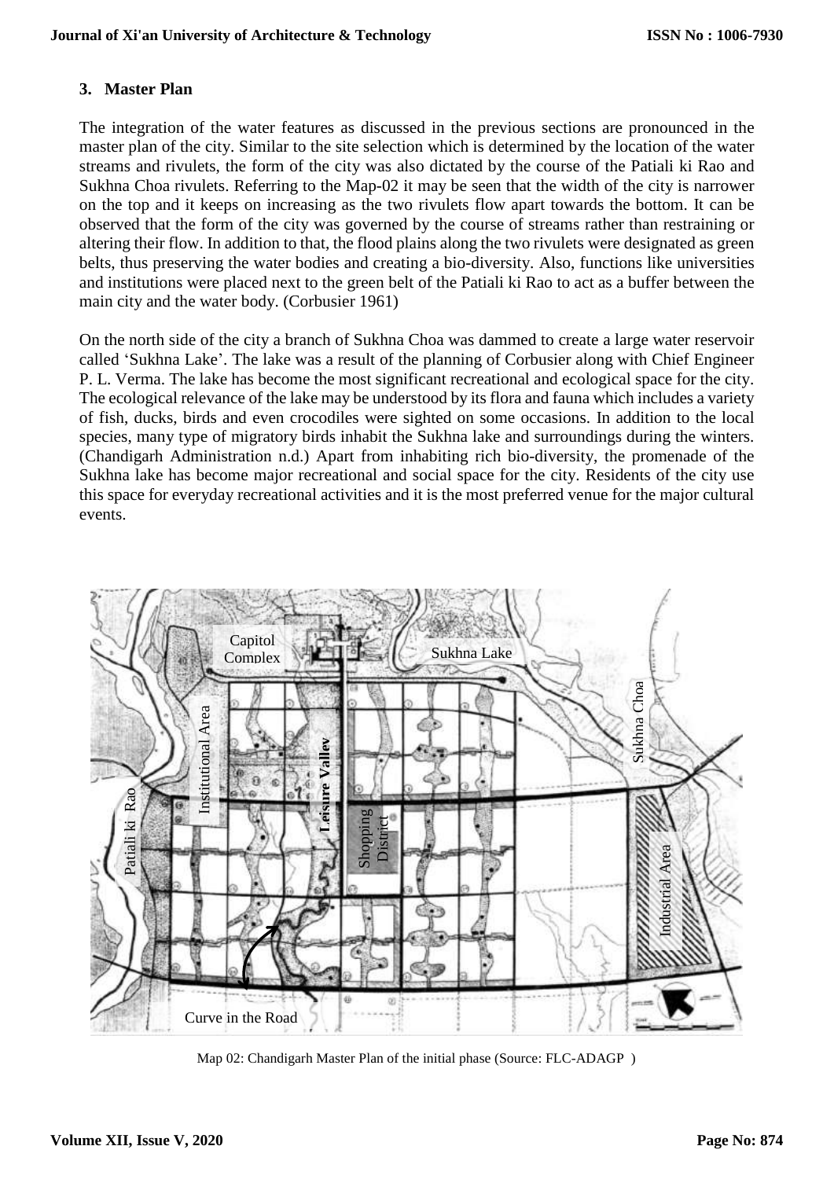## 3. Master Plan

The integration of the water features as discussed in the previous sections are pronounced in the master plan of the city. Similar to the site selection which is determined by the location of the water streams and rivulets, the form of the city was also dictated by the course of the Patiali ki Rao and Sukhna Choa rivulets. Referring to the Map-02 it may be seen that the width of the city is narrower on the top and it keeps on increasing as the two rivulets flow apart towards the bottom. It can be observed that the form of the city was governed by the course of streams rather than restraining or altering their flow. In addition to that, the flood plains along the two rivulets were designated as green belts, thus preserving the water bodies and creating a bio-diversity. Also, functions like universities and institutions were placed next to the green belt of the Patiali ki Rao to act as a buffer between the main city and the water body. (Corbusier 1961)

On the north side of the city a branch of Sukhna Choa was dammed to create a large water reservoir called 'Sukhna Lake'. The lake was a result of the planning of Corbusier along with Chief Engineer P. L. Verma. The lake has become the most significant recreational and ecological space for the city. The ecological relevance of the lake may be understood by its flora and fauna which includes a variety of fish, ducks, birds and even crocodiles were sighted on some occasions. In addition to the local species, many type of migratory birds inhabit the Sukhna lake and surroundings during the winters. (Chandigarh Administration n.d.) Apart from inhabiting rich bio-diversity, the promenade of the Sukhna lake has become major recreational and social space for the city. Residents of the city use this space for everyday recreational activities and it is the most preferred venue for the major cultural events.

Capitol Complex | Sukhna Lake | Sukhna Choa | Institutional Area | Leisure Valley | Patiali ki Rao | Shopping District | Industrial Area | Curve in the Road

Map 02: Chandigarh Master Plan of the initial phase (Source: FLC-ADAGP )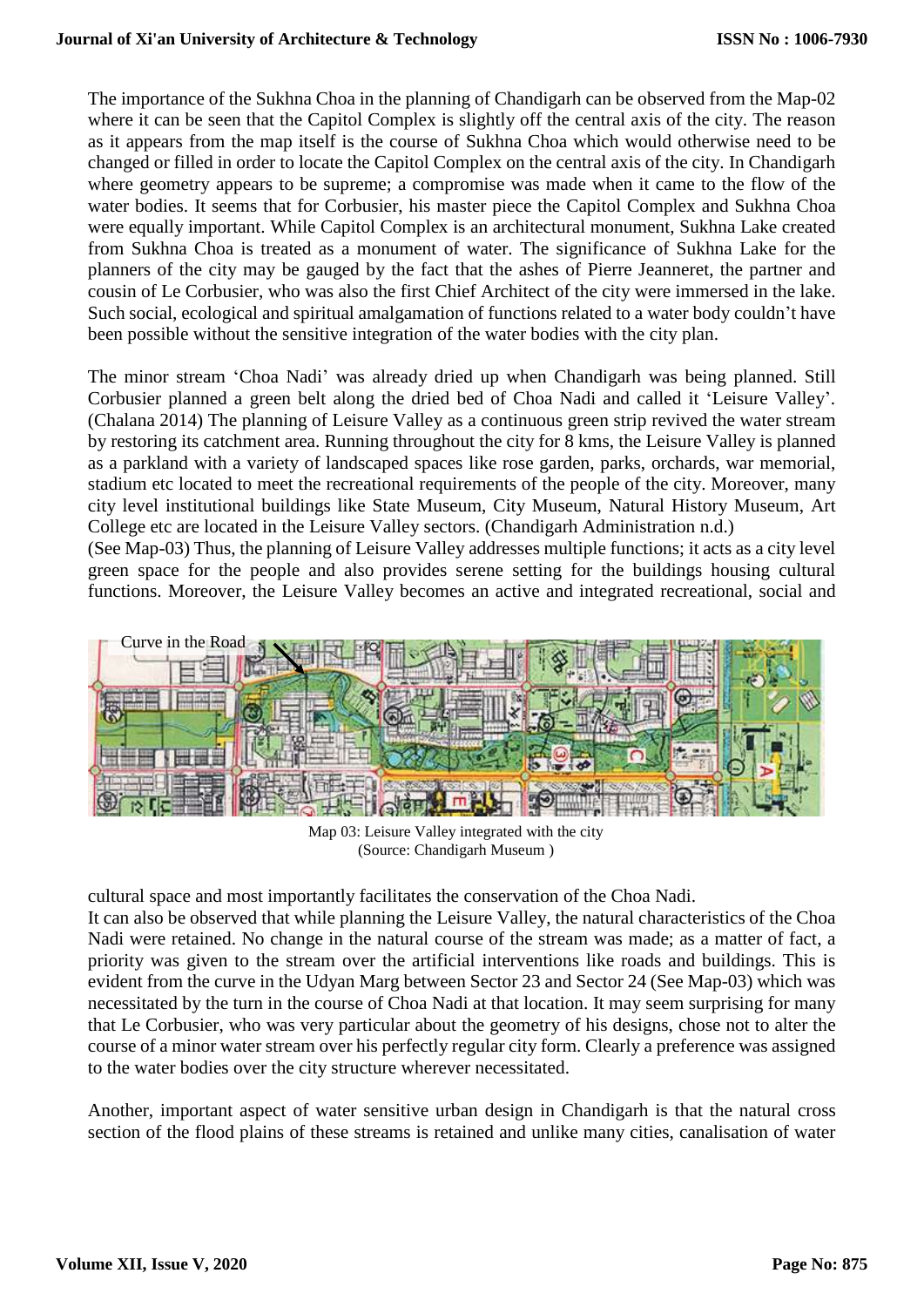The importance of the Sukhna Choa in the planning of Chandigarh can be observed from the Map-02 where it can be seen that the Capitol Complex is slightly off the central axis of the city. The reason as it appears from the map itself is the course of Sukhna Choa which would otherwise need to be changed or filled in order to locate the Capitol Complex on the central axis of the city. In Chandigarh where geometry appears to be supreme; a compromise was made when it came to the flow of the water bodies. It seems that for Corbusier, his master piece the Capitol Complex and Sukhna Choa were equally important. While Capitol Complex is an architectural monument, Sukhna Lake created from Sukhna Choa is treated as a monument of water. The significance of Sukhna Lake for the planners of the city may be gauged by the fact that the ashes of Pierre Jeanneret, the partner and cousin of Le Corbusier, who was also the first Chief Architect of the city were immersed in the lake. Such social, ecological and spiritual amalgamation of functions related to a water body couldn't have been possible without the sensitive integration of the water bodies with the city plan.

The minor stream 'Choa Nadi' was already dried up when Chandigarh was being planned. Still Corbusier planned a green belt along the dried bed of Choa Nadi and called it 'Leisure Valley'. (Chalana 2014) The planning of Leisure Valley as a continuous green strip revived the water stream by restoring its catchment area. Running throughout the city for 8 kms, the Leisure Valley is planned as a parkland with a variety of landscaped spaces like rose garden, parks, orchards, war memorial, stadium etc located to meet the recreational requirements of the people of the city. Moreover, many city level institutional buildings like State Museum, City Museum, Natural History Museum, Art College etc are located in the Leisure Valley sectors. (Chandigarh Administration n.d.)
(See Map-03) Thus, the planning of Leisure Valley addresses multiple functions; it acts as a city level green space for the people and also provides serene setting for the buildings housing cultural functions. Moreover, the Leisure Valley becomes an active and integrated recreational, social and cultural space and most importantly facilitates the conservation of the Choa Nadi.

Curve in the Road

Map 03: Leisure Valley integrated with the city
(Source: Chandigarh Museum )

It can also be observed that while planning the Leisure Valley, the natural characteristics of the Choa Nadi were retained. No change in the natural course of the stream was made; as a matter of fact, a priority was given to the stream over the artificial interventions like roads and buildings. This is evident from the curve in the Udyan Marg between Sector 23 and Sector 24 (See Map-03) which was necessitated by the turn in the course of Choa Nadi at that location. It may seem surprising for many that Le Corbusier, who was very particular about the geometry of his designs, chose not to alter the course of a minor water stream over his perfectly regular city form. Clearly a preference was assigned to the water bodies over the city structure wherever necessitated.

Another, important aspect of water sensitive urban design in Chandigarh is that the natural cross section of the flood plains of these streams is retained and unlike many cities, canalisation of water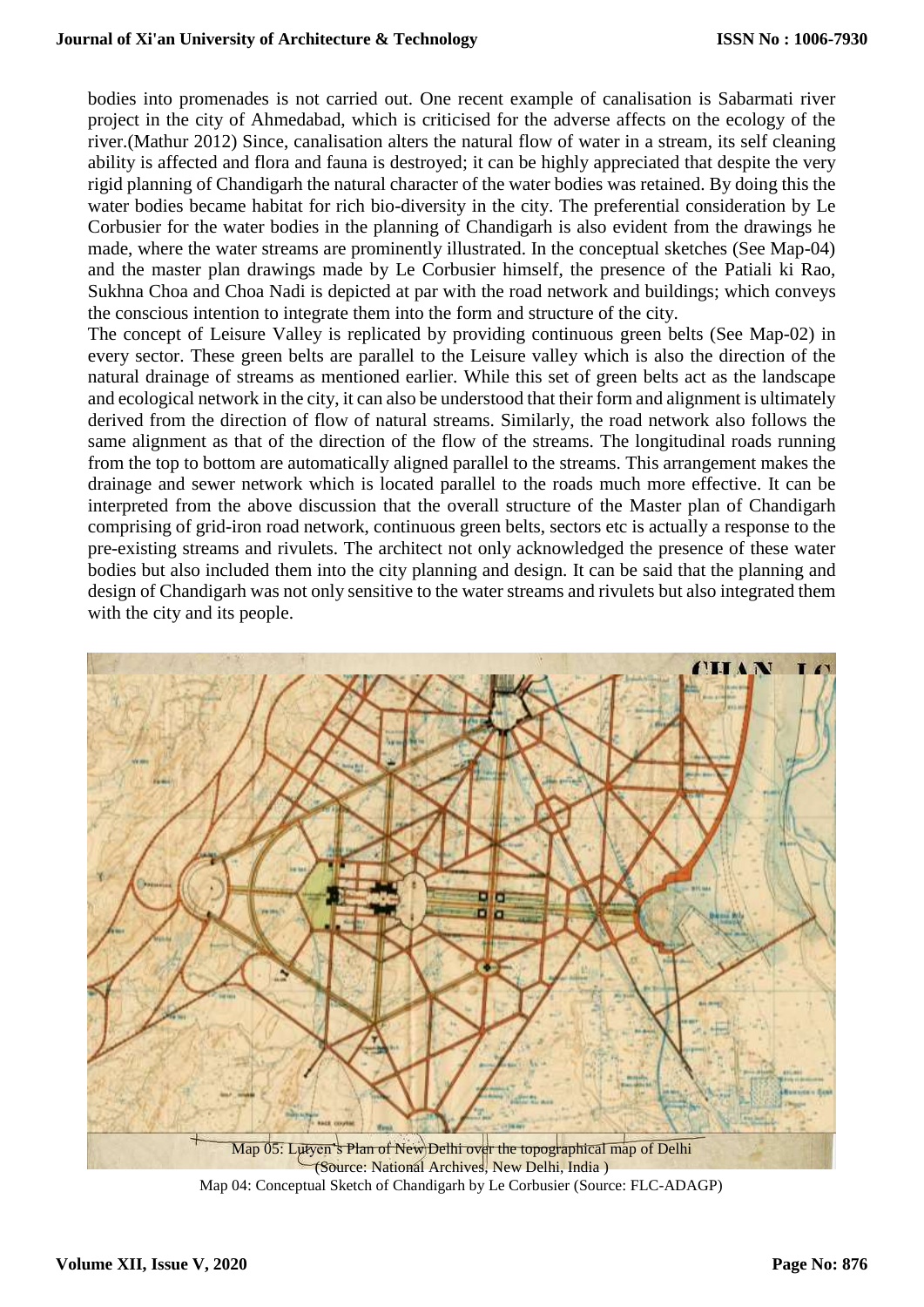bodies into promenades is not carried out. One recent example of canalisation is Sabarmati river project in the city of Ahmedabad, which is criticised for the adverse affects on the ecology of the river.(Mathur 2012) Since, canalisation alters the natural flow of water in a stream, its self cleaning ability is affected and flora and fauna is destroyed; it can be highly appreciated that despite the very rigid planning of Chandigarh the natural character of the water bodies was retained. By doing this the water bodies became habitat for rich bio-diversity in the city. The preferential consideration by Le Corbusier for the water bodies in the planning of Chandigarh is also evident from the drawings he made, where the water streams are prominently illustrated. In the conceptual sketches (See Map-04) and the master plan drawings made by Le Corbusier himself, the presence of the Patiali ki Rao, Sukhna Choa and Choa Nadi is depicted at par with the road network and buildings; which conveys the conscious intention to integrate them into the form and structure of the city.

The concept of Leisure Valley is replicated by providing continuous green belts (See Map-02) in every sector. These green belts are parallel to the Leisure valley which is also the direction of the natural drainage of streams as mentioned earlier. While this set of green belts act as the landscape and ecological network in the city, it can also be understood that their form and alignment is ultimately derived from the direction of flow of natural streams. Similarly, the road network also follows the same alignment as that of the direction of the flow of the streams. The longitudinal roads running from the top to bottom are automatically aligned parallel to the streams. This arrangement makes the drainage and sewer network which is located parallel to the roads much more effective. It can be interpreted from the above discussion that the overall structure of the Master plan of Chandigarh comprising of grid-iron road network, continuous green belts, sectors etc is actually a response to the pre-existing streams and rivulets. The architect not only acknowledged the presence of these water bodies but also included them into the city planning and design. It can be said that the planning and design of Chandigarh was not only sensitive to the water streams and rivulets but also integrated them with the city and its people.

Map 05: Lutyen's Plan of New Delhi over the topographical map of Delhi (Source: National Archives, New Delhi, India )

Map 04: Conceptual Sketch of Chandigarh by Le Corbusier (Source: FLC-ADAGP)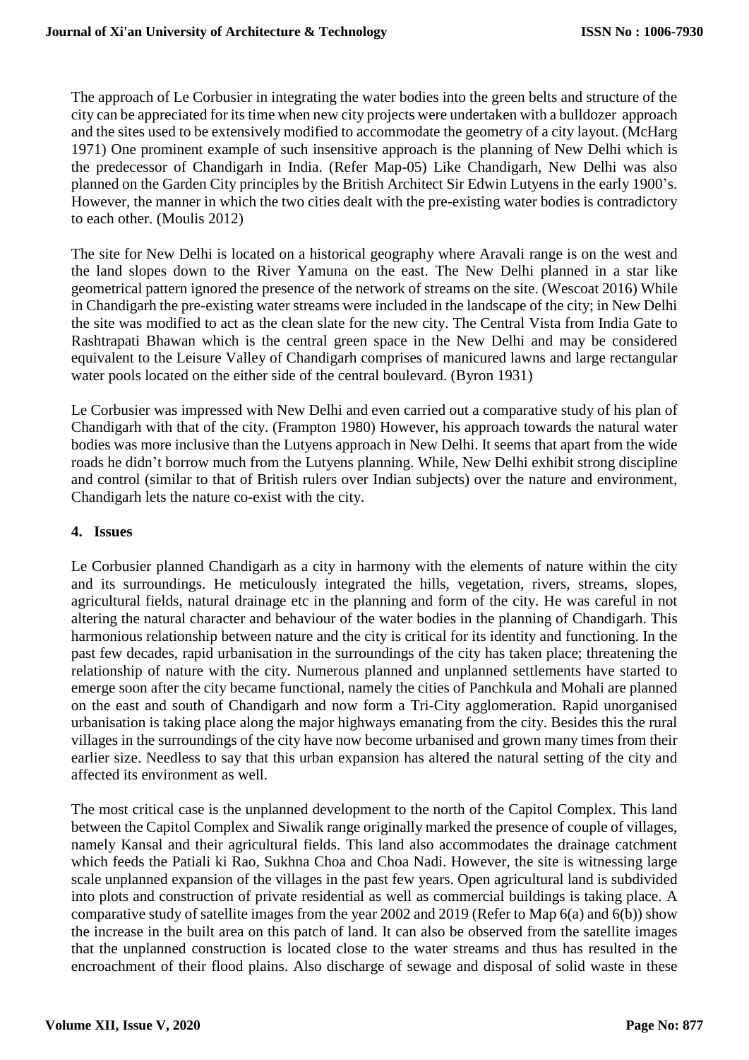The approach of Le Corbusier in integrating the water bodies into the green belts and structure of the city can be appreciated for its time when new city projects were undertaken with a bulldozer approach and the sites used to be extensively modified to accommodate the geometry of a city layout. (McHarg 1971) One prominent example of such insensitive approach is the planning of New Delhi which is the predecessor of Chandigarh in India. (Refer Map-05) Like Chandigarh, New Delhi was also planned on the Garden City principles by the British Architect Sir Edwin Lutyens in the early 1900's. However, the manner in which the two cities dealt with the pre-existing water bodies is contradictory to each other. (Moulis 2012)

The site for New Delhi is located on a historical geography where Aravali range is on the west and the land slopes down to the River Yamuna on the east. The New Delhi planned in a star like geometrical pattern ignored the presence of the network of streams on the site. (Wescoat 2016) While in Chandigarh the pre-existing water streams were included in the landscape of the city; in New Delhi the site was modified to act as the clean slate for the new city. The Central Vista from India Gate to Rashtrapati Bhawan which is the central green space in the New Delhi and may be considered equivalent to the Leisure Valley of Chandigarh comprises of manicured lawns and large rectangular water pools located on the either side of the central boulevard. (Byron 1931)

Le Corbusier was impressed with New Delhi and even carried out a comparative study of his plan of Chandigarh with that of the city. (Frampton 1980) However, his approach towards the natural water bodies was more inclusive than the Lutyens approach in New Delhi. It seems that apart from the wide roads he didn't borrow much from the Lutyens planning. While, New Delhi exhibit strong discipline and control (similar to that of British rulers over Indian subjects) over the nature and environment, Chandigarh lets the nature co-exist with the city.

## 4. Issues

Le Corbusier planned Chandigarh as a city in harmony with the elements of nature within the city and its surroundings. He meticulously integrated the hills, vegetation, rivers, streams, slopes, agricultural fields, natural drainage etc in the planning and form of the city. He was careful in not altering the natural character and behaviour of the water bodies in the planning of Chandigarh. This harmonious relationship between nature and the city is critical for its identity and functioning. In the past few decades, rapid urbanisation in the surroundings of the city has taken place; threatening the relationship of nature with the city. Numerous planned and unplanned settlements have started to emerge soon after the city became functional, namely the cities of Panchkula and Mohali are planned on the east and south of Chandigarh and now form a Tri-City agglomeration. Rapid unorganised urbanisation is taking place along the major highways emanating from the city. Besides this the rural villages in the surroundings of the city have now become urbanised and grown many times from their earlier size. Needless to say that this urban expansion has altered the natural setting of the city and affected its environment as well.

The most critical case is the unplanned development to the north of the Capitol Complex. This land between the Capitol Complex and Siwalik range originally marked the presence of couple of villages, namely Kansal and their agricultural fields. This land also accommodates the drainage catchment which feeds the Patiali ki Rao, Sukhna Choa and Choa Nadi. However, the site is witnessing large scale unplanned expansion of the villages in the past few years. Open agricultural land is subdivided into plots and construction of private residential as well as commercial buildings is taking place. A comparative study of satellite images from the year 2002 and 2019 (Refer to Map 6(a) and 6(b)) show the increase in the built area on this patch of land. It can also be observed from the satellite images that the unplanned construction is located close to the water streams and thus has resulted in the encroachment of their flood plains. Also discharge of sewage and disposal of solid waste in these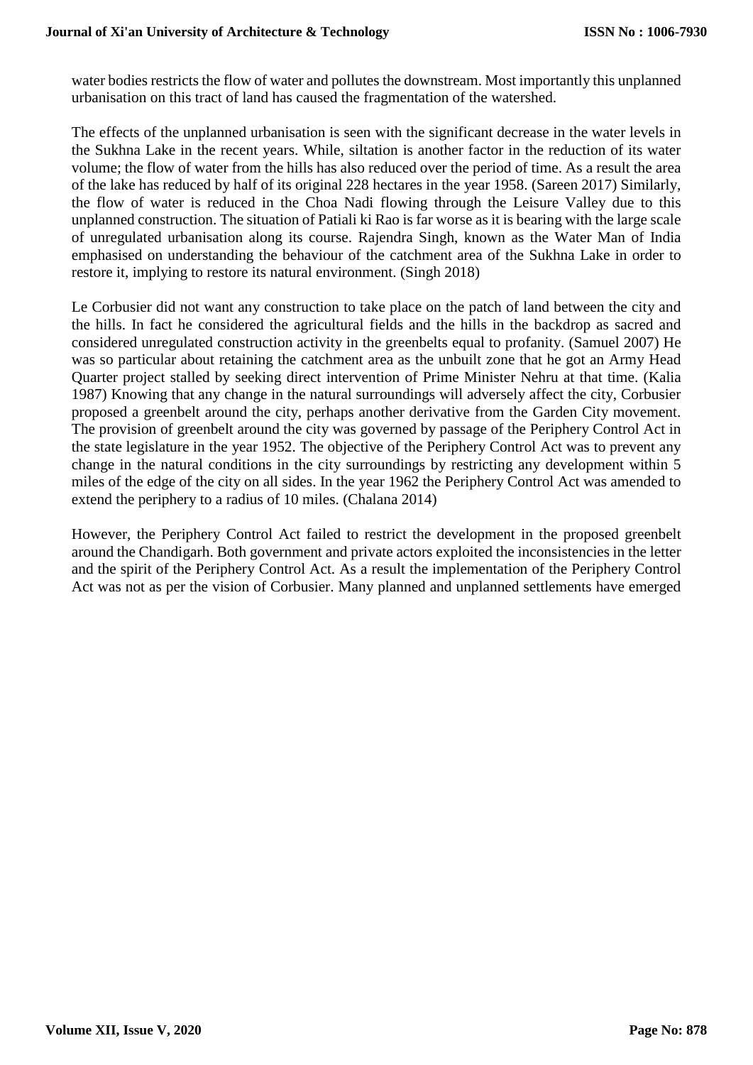water bodies restricts the flow of water and pollutes the downstream. Most importantly this unplanned urbanisation on this tract of land has caused the fragmentation of the watershed.

The effects of the unplanned urbanisation is seen with the significant decrease in the water levels in the Sukhna Lake in the recent years. While, siltation is another factor in the reduction of its water volume; the flow of water from the hills has also reduced over the period of time. As a result the area of the lake has reduced by half of its original 228 hectares in the year 1958. (Sareen 2017) Similarly, the flow of water is reduced in the Choa Nadi flowing through the Leisure Valley due to this unplanned construction. The situation of Patiali ki Rao is far worse as it is bearing with the large scale of unregulated urbanisation along its course. Rajendra Singh, known as the Water Man of India emphasised on understanding the behaviour of the catchment area of the Sukhna Lake in order to restore it, implying to restore its natural environment. (Singh 2018)

Le Corbusier did not want any construction to take place on the patch of land between the city and the hills. In fact he considered the agricultural fields and the hills in the backdrop as sacred and considered unregulated construction activity in the greenbelts equal to profanity. (Samuel 2007) He was so particular about retaining the catchment area as the unbuilt zone that he got an Army Head Quarter project stalled by seeking direct intervention of Prime Minister Nehru at that time. (Kalia 1987) Knowing that any change in the natural surroundings will adversely affect the city, Corbusier proposed a greenbelt around the city, perhaps another derivative from the Garden City movement. The provision of greenbelt around the city was governed by passage of the Periphery Control Act in the state legislature in the year 1952. The objective of the Periphery Control Act was to prevent any change in the natural conditions in the city surroundings by restricting any development within 5 miles of the edge of the city on all sides. In the year 1962 the Periphery Control Act was amended to extend the periphery to a radius of 10 miles. (Chalana 2014)

However, the Periphery Control Act failed to restrict the development in the proposed greenbelt around the Chandigarh. Both government and private actors exploited the inconsistencies in the letter and the spirit of the Periphery Control Act. As a result the implementation of the Periphery Control Act was not as per the vision of Corbusier. Many planned and unplanned settlements have emerged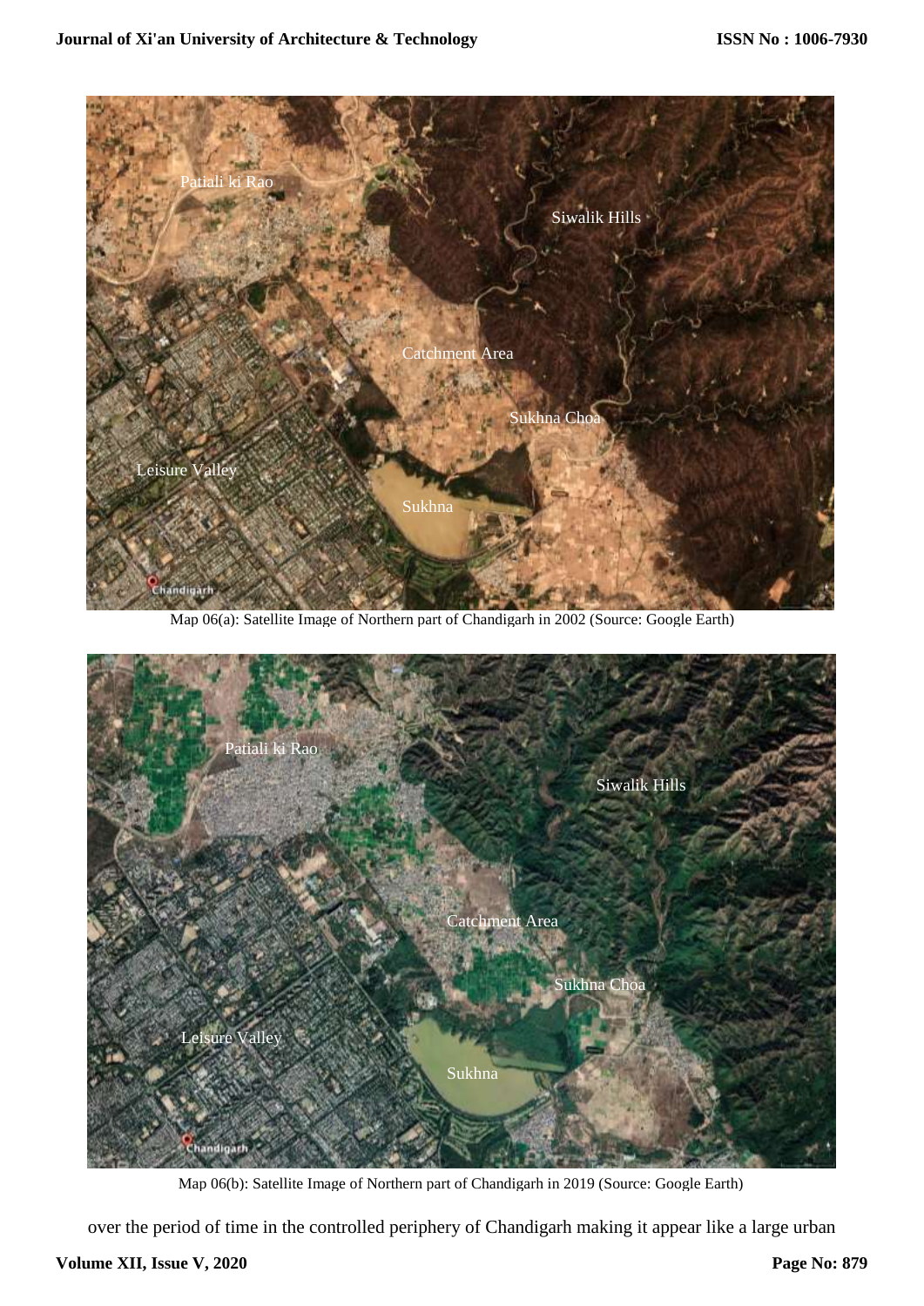Map 06(a): Satellite Image of Northern part of Chandigarh in 2002 (Source: Google Earth)

Map 06(b): Satellite Image of Northern part of Chandigarh in 2019 (Source: Google Earth)

over the period of time in the controlled periphery of Chandigarh making it appear like a large urban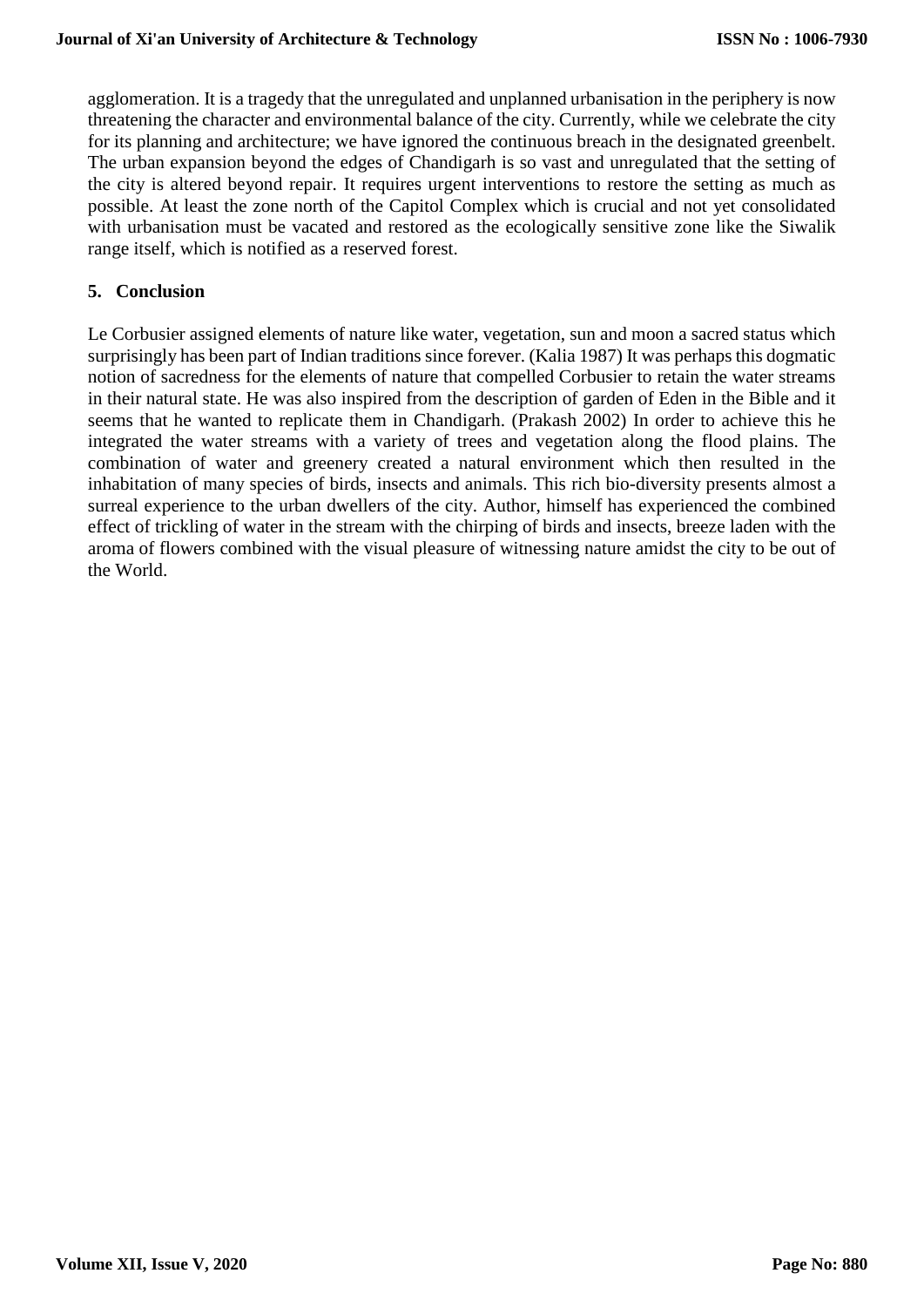agglomeration. It is a tragedy that the unregulated and unplanned urbanisation in the periphery is now threatening the character and environmental balance of the city. Currently, while we celebrate the city for its planning and architecture; we have ignored the continuous breach in the designated greenbelt. The urban expansion beyond the edges of Chandigarh is so vast and unregulated that the setting of the city is altered beyond repair. It requires urgent interventions to restore the setting as much as possible. At least the zone north of the Capitol Complex which is crucial and not yet consolidated with urbanisation must be vacated and restored as the ecologically sensitive zone like the Siwalik range itself, which is notified as a reserved forest.

## 5. Conclusion

Le Corbusier assigned elements of nature like water, vegetation, sun and moon a sacred status which surprisingly has been part of Indian traditions since forever. (Kalia 1987) It was perhaps this dogmatic notion of sacredness for the elements of nature that compelled Corbusier to retain the water streams in their natural state. He was also inspired from the description of garden of Eden in the Bible and it seems that he wanted to replicate them in Chandigarh. (Prakash 2002) In order to achieve this he integrated the water streams with a variety of trees and vegetation along the flood plains. The combination of water and greenery created a natural environment which then resulted in the inhabitation of many species of birds, insects and animals. This rich bio-diversity presents almost a surreal experience to the urban dwellers of the city. Author, himself has experienced the combined effect of trickling of water in the stream with the chirping of birds and insects, breeze laden with the aroma of flowers combined with the visual pleasure of witnessing nature amidst the city to be out of the World.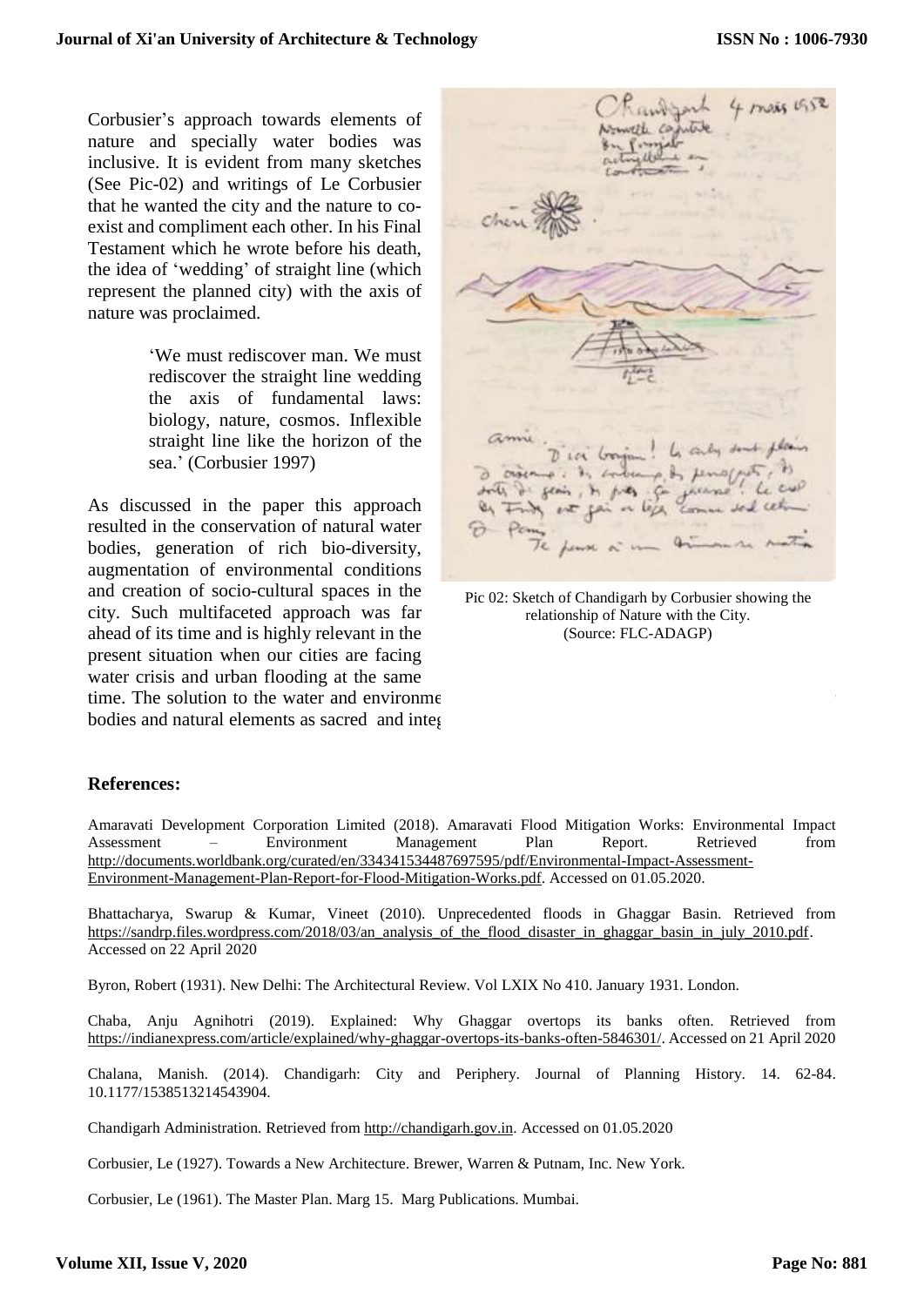Corbusier's approach towards elements of nature and specially water bodies was inclusive. It is evident from many sketches (See Pic-02) and writings of Le Corbusier that he wanted the city and the nature to co-exist and compliment each other. In his Final Testament which he wrote before his death, the idea of 'wedding' of straight line (which represent the planned city) with the axis of nature was proclaimed.

> 'We must rediscover man. We must rediscover the straight line wedding the axis of fundamental laws: biology, nature, cosmos. Inflexible straight line like the horizon of the sea.' (Corbusier 1997)

As discussed in the paper this approach resulted in the conservation of natural water bodies, generation of rich bio-diversity, augmentation of environmental conditions and creation of socio-cultural spaces in the city. Such multifaceted approach was far ahead of its time and is highly relevant in the present situation when our cities are facing water crisis and urban flooding at the same time. The solution to the water and environme bodies and natural elements as sacred and integ

Pic 02: Sketch of Chandigarh by Corbusier showing the relationship of Nature with the City. (Source: FLC-ADAGP)

## References:

Amaravati Development Corporation Limited (2018). Amaravati Flood Mitigation Works: Environmental Impact Assessment – Environment Management Plan Report. Retrieved from http://documents.worldbank.org/curated/en/334341534487697595/pdf/Environmental-Impact-Assessment-Environment-Management-Plan-Report-for-Flood-Mitigation-Works.pdf. Accessed on 01.05.2020.

Bhattacharya, Swarup & Kumar, Vineet (2010). Unprecedented floods in Ghaggar Basin. Retrieved from https://sandrp.files.wordpress.com/2018/03/an_analysis_of_the_flood_disaster_in_ghaggar_basin_in_july_2010.pdf. Accessed on 22 April 2020

Byron, Robert (1931). New Delhi: The Architectural Review. Vol LXIX No 410. January 1931. London.

Chaba, Anju Agnihotri (2019). Explained: Why Ghaggar overtops its banks often. Retrieved from https://indianexpress.com/article/explained/why-ghaggar-overtops-its-banks-often-5846301/. Accessed on 21 April 2020

Chalana, Manish. (2014). Chandigarh: City and Periphery. Journal of Planning History. 14. 62-84. 10.1177/1538513214543904.

Chandigarh Administration. Retrieved from http://chandigarh.gov.in. Accessed on 01.05.2020

Corbusier, Le (1927). Towards a New Architecture. Brewer, Warren & Putnam, Inc. New York.

Corbusier, Le (1961). The Master Plan. Marg 15. Marg Publications. Mumbai.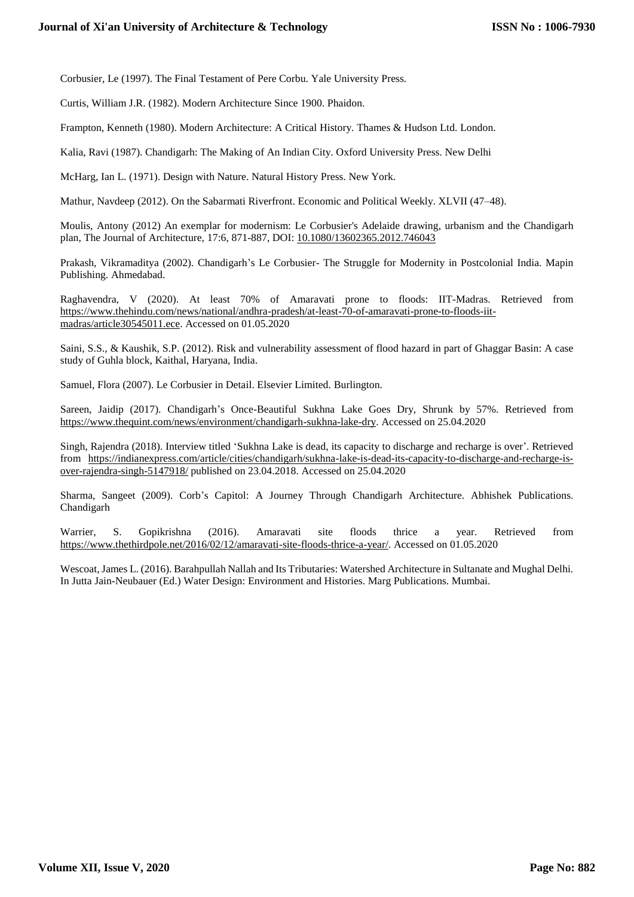Corbusier, Le (1997). The Final Testament of Pere Corbu. Yale University Press.

Curtis, William J.R. (1982). Modern Architecture Since 1900. Phaidon.

Frampton, Kenneth (1980). Modern Architecture: A Critical History. Thames & Hudson Ltd. London.

Kalia, Ravi (1987). Chandigarh: The Making of An Indian City. Oxford University Press. New Delhi

McHarg, Ian L. (1971). Design with Nature. Natural History Press. New York.

Mathur, Navdeep (2012). On the Sabarmati Riverfront. Economic and Political Weekly. XLVII (47–48).

Moulis, Antony (2012) An exemplar for modernism: Le Corbusier's Adelaide drawing, urbanism and the Chandigarh plan, The Journal of Architecture, 17:6, 871-887, DOI: 10.1080/13602365.2012.746043

Prakash, Vikramaditya (2002). Chandigarh's Le Corbusier- The Struggle for Modernity in Postcolonial India. Mapin Publishing. Ahmedabad.

Raghavendra, V (2020). At least 70% of Amaravati prone to floods: IIT-Madras. Retrieved from https://www.thehindu.com/news/national/andhra-pradesh/at-least-70-of-amaravati-prone-to-floods-iit-madras/article30545011.ece. Accessed on 01.05.2020

Saini, S.S., & Kaushik, S.P. (2012). Risk and vulnerability assessment of flood hazard in part of Ghaggar Basin: A case study of Guhla block, Kaithal, Haryana, India.

Samuel, Flora (2007). Le Corbusier in Detail. Elsevier Limited. Burlington.

Sareen, Jaidip (2017). Chandigarh's Once-Beautiful Sukhna Lake Goes Dry, Shrunk by 57%. Retrieved from https://www.thequint.com/news/environment/chandigarh-sukhna-lake-dry. Accessed on 25.04.2020

Singh, Rajendra (2018). Interview titled 'Sukhna Lake is dead, its capacity to discharge and recharge is over'. Retrieved from https://indianexpress.com/article/cities/chandigarh/sukhna-lake-is-dead-its-capacity-to-discharge-and-recharge-is-over-rajendra-singh-5147918/ published on 23.04.2018. Accessed on 25.04.2020

Sharma, Sangeet (2009). Corb's Capitol: A Journey Through Chandigarh Architecture. Abhishek Publications. Chandigarh

Warrier, S. Gopikrishna (2016). Amaravati site floods thrice a year. Retrieved from https://www.thethirdpole.net/2016/02/12/amaravati-site-floods-thrice-a-year/. Accessed on 01.05.2020

Wescoat, James L. (2016). Barahpullah Nallah and Its Tributaries: Watershed Architecture in Sultanate and Mughal Delhi. In Jutta Jain-Neubauer (Ed.) Water Design: Environment and Histories. Marg Publications. Mumbai.